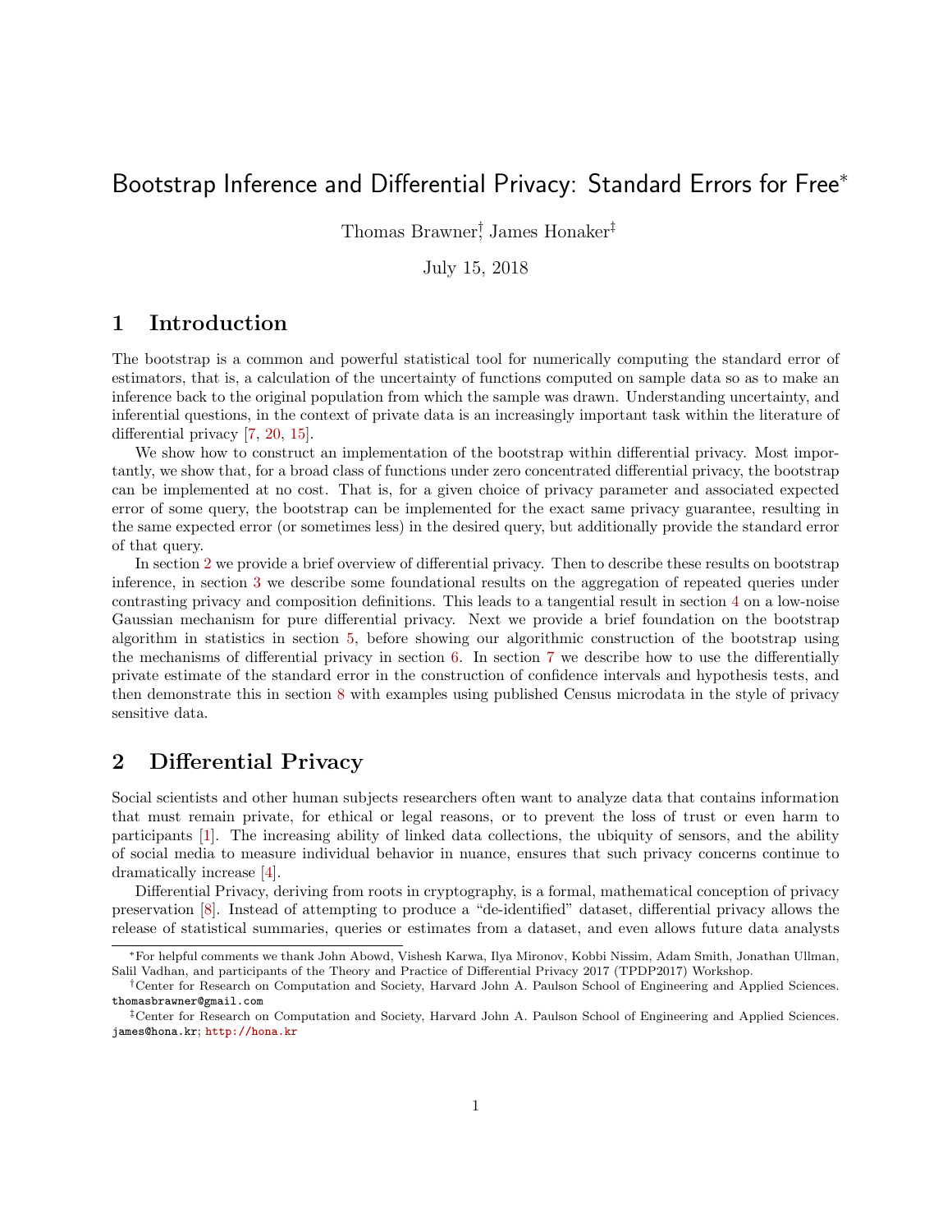# Bootstrap Inference and Differential Privacy: Standard Errors for Free*

Thomas Brawner†, James Honaker‡

July 15, 2018

## 1 Introduction

The bootstrap is a common and powerful statistical tool for numerically computing the standard error of estimators, that is, a calculation of the uncertainty of functions computed on sample data so as to make an inference back to the original population from which the sample was drawn. Understanding uncertainty, and inferential questions, in the context of private data is an increasingly important task within the literature of differential privacy [7, 20, 15].

We show how to construct an implementation of the bootstrap within differential privacy. Most importantly, we show that, for a broad class of functions under zero concentrated differential privacy, the bootstrap can be implemented at no cost. That is, for a given choice of privacy parameter and associated expected error of some query, the bootstrap can be implemented for the exact same privacy guarantee, resulting in the same expected error (or sometimes less) in the desired query, but additionally provide the standard error of that query.

In section 2 we provide a brief overview of differential privacy. Then to describe these results on bootstrap inference, in section 3 we describe some foundational results on the aggregation of repeated queries under contrasting privacy and composition definitions. This leads to a tangential result in section 4 on a low-noise Gaussian mechanism for pure differential privacy. Next we provide a brief foundation on the bootstrap algorithm in statistics in section 5, before showing our algorithmic construction of the bootstrap using the mechanisms of differential privacy in section 6. In section 7 we describe how to use the differentially private estimate of the standard error in the construction of confidence intervals and hypothesis tests, and then demonstrate this in section 8 with examples using published Census microdata in the style of privacy sensitive data.

## 2 Differential Privacy

Social scientists and other human subjects researchers often want to analyze data that contains information that must remain private, for ethical or legal reasons, or to prevent the loss of trust or even harm to participants [1]. The increasing ability of linked data collections, the ubiquity of sensors, and the ability of social media to measure individual behavior in nuance, ensures that such privacy concerns continue to dramatically increase [4].

Differential Privacy, deriving from roots in cryptography, is a formal, mathematical conception of privacy preservation [8]. Instead of attempting to produce a "de-identified" dataset, differential privacy allows the release of statistical summaries, queries or estimates from a dataset, and even allows future data analysts

---

*For helpful comments we thank John Abowd, Vishesh Karwa, Ilya Mironov, Kobbi Nissim, Adam Smith, Jonathan Ullman, Salil Vadhan, and participants of the Theory and Practice of Differential Privacy 2017 (TPDP2017) Workshop.

†Center for Research on Computation and Society, Harvard John A. Paulson School of Engineering and Applied Sciences. thomasbrawner@gmail.com

‡Center for Research on Computation and Society, Harvard John A. Paulson School of Engineering and Applied Sciences. james@hona.kr; http://hona.kr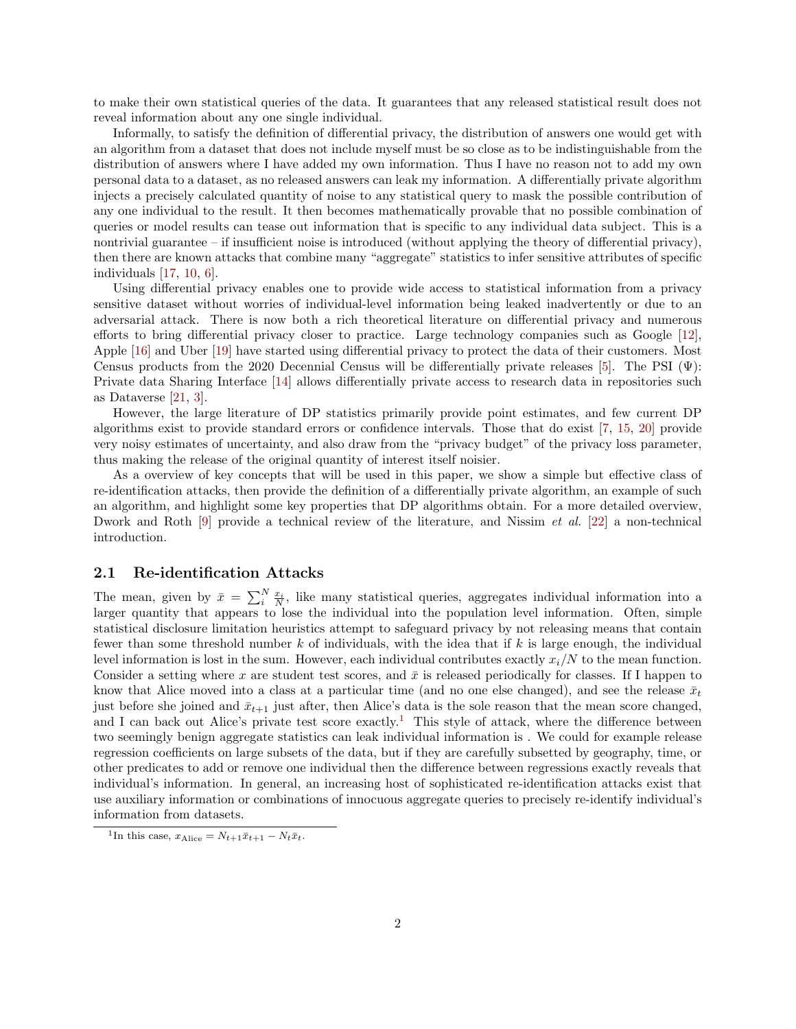to make their own statistical queries of the data. It guarantees that any released statistical result does not reveal information about any one single individual.

Informally, to satisfy the definition of differential privacy, the distribution of answers one would get with an algorithm from a dataset that does not include myself must be so close as to be indistinguishable from the distribution of answers where I have added my own information. Thus I have no reason not to add my own personal data to a dataset, as no released answers can leak my information. A differentially private algorithm injects a precisely calculated quantity of noise to any statistical query to mask the possible contribution of any one individual to the result. It then becomes mathematically provable that no possible combination of queries or model results can tease out information that is specific to any individual data subject. This is a nontrivial guarantee – if insufficient noise is introduced (without applying the theory of differential privacy), then there are known attacks that combine many "aggregate" statistics to infer sensitive attributes of specific individuals [17, 10, 6].

Using differential privacy enables one to provide wide access to statistical information from a privacy sensitive dataset without worries of individual-level information being leaked inadvertently or due to an adversarial attack. There is now both a rich theoretical literature on differential privacy and numerous efforts to bring differential privacy closer to practice. Large technology companies such as Google [12], Apple [16] and Uber [19] have started using differential privacy to protect the data of their customers. Most Census products from the 2020 Decennial Census will be differentially private releases [5]. The PSI ($\Psi$): Private data Sharing Interface [14] allows differentially private access to research data in repositories such as Dataverse [21, 3].

However, the large literature of DP statistics primarily provide point estimates, and few current DP algorithms exist to provide standard errors or confidence intervals. Those that do exist [7, 15, 20] provide very noisy estimates of uncertainty, and also draw from the "privacy budget" of the privacy loss parameter, thus making the release of the original quantity of interest itself noisier.

As a overview of key concepts that will be used in this paper, we show a simple but effective class of re-identification attacks, then provide the definition of a differentially private algorithm, an example of such an algorithm, and highlight some key properties that DP algorithms obtain. For a more detailed overview, Dwork and Roth [9] provide a technical review of the literature, and Nissim *et al.* [22] a non-technical introduction.

## 2.1 Re-identification Attacks

The mean, given by $\bar{x} = \sum_i^N \frac{x_i}{N}$, like many statistical queries, aggregates individual information into a larger quantity that appears to lose the individual into the population level information. Often, simple statistical disclosure limitation heuristics attempt to safeguard privacy by not releasing means that contain fewer than some threshold number $k$ of individuals, with the idea that if $k$ is large enough, the individual level information is lost in the sum. However, each individual contributes exactly $x_i/N$ to the mean function. Consider a setting where $x$ are student test scores, and $\bar{x}$ is released periodically for classes. If I happen to know that Alice moved into a class at a particular time (and no one else changed), and see the release $\bar{x}_t$ just before she joined and $\bar{x}_{t+1}$ just after, then Alice's data is the sole reason that the mean score changed, and I can back out Alice's private test score exactly.[1] This style of attack, where the difference between two seemingly benign aggregate statistics can leak individual information is . We could for example release regression coefficients on large subsets of the data, but if they are carefully subsetted by geography, time, or other predicates to add or remove one individual then the difference between regressions exactly reveals that individual's information. In general, an increasing host of sophisticated re-identification attacks exist that use auxiliary information or combinations of innocuous aggregate queries to precisely re-identify individual's information from datasets.

[1] In this case, $x_{\text{Alice}} = N_{t+1}\bar{x}_{t+1} - N_t\bar{x}_t$.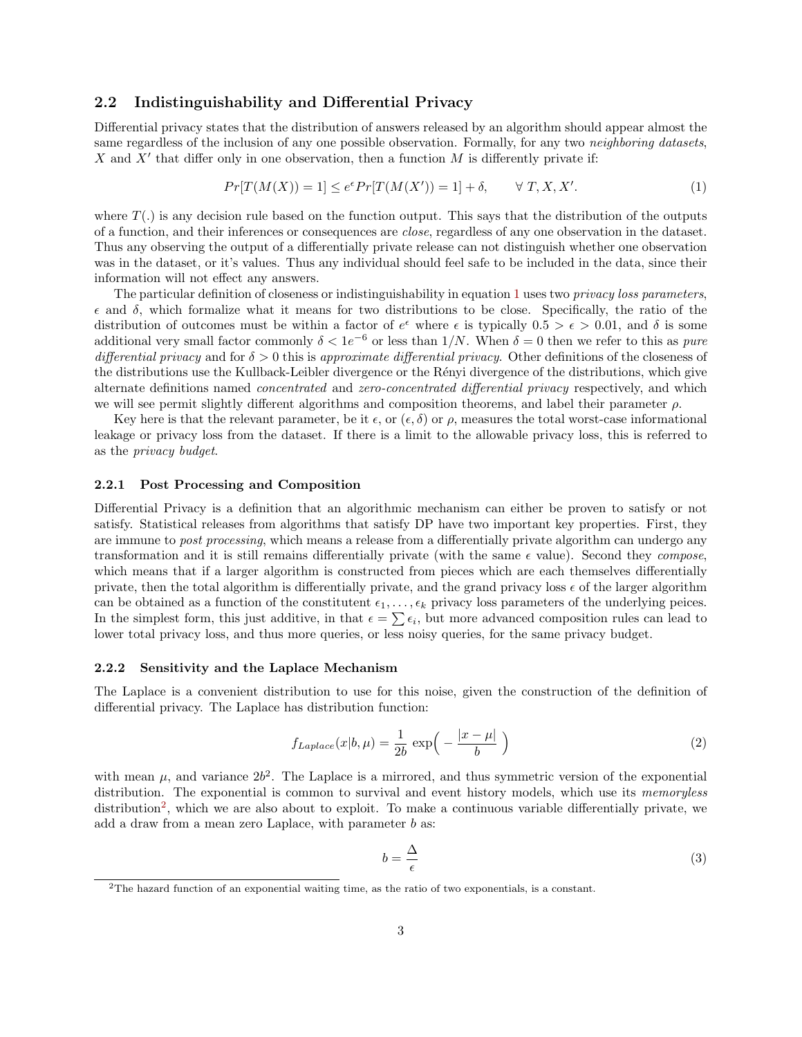### 2.2 Indistinguishability and Differential Privacy

Differential privacy states that the distribution of answers released by an algorithm should appear almost the same regardless of the inclusion of any one possible observation. Formally, for any two *neighboring datasets*, $X$ and $X'$ that differ only in one observation, then a function $M$ is differently private if:

$$Pr[T(M(X)) = 1] \leq e^{\epsilon} Pr[T(M(X')) = 1] + \delta, \qquad \forall\ T, X, X'. \tag{1}$$

where $T(.)$ is any decision rule based on the function output. This says that the distribution of the outputs of a function, and their inferences or consequences are *close*, regardless of any one observation in the dataset. Thus any observing the output of a differentially private release can not distinguish whether one observation was in the dataset, or it's values. Thus any individual should feel safe to be included in the data, since their information will not effect any answers.

The particular definition of closeness or indistinguishability in equation 1 uses two *privacy loss parameters*, $\epsilon$ and $\delta$, which formalize what it means for two distributions to be close. Specifically, the ratio of the distribution of outcomes must be within a factor of $e^{\epsilon}$ where $\epsilon$ is typically $0.5 > \epsilon > 0.01$, and $\delta$ is some additional very small factor commonly $\delta < 1e^{-6}$ or less than $1/N$. When $\delta = 0$ then we refer to this as *pure differential privacy* and for $\delta > 0$ this is *approximate differential privacy*. Other definitions of the closeness of the distributions use the Kullback-Leibler divergence or the Rényi divergence of the distributions, which give alternate definitions named *concentrated* and *zero-concentrated differential privacy* respectively, and which we will see permit slightly different algorithms and composition theorems, and label their parameter $\rho$.

Key here is that the relevant parameter, be it $\epsilon$, or $(\epsilon, \delta)$ or $\rho$, measures the total worst-case informational leakage or privacy loss from the dataset. If there is a limit to the allowable privacy loss, this is referred to as the *privacy budget*.

#### 2.2.1 Post Processing and Composition

Differential Privacy is a definition that an algorithmic mechanism can either be proven to satisfy or not satisfy. Statistical releases from algorithms that satisfy DP have two important key properties. First, they are immune to *post processing*, which means a release from a differentially private algorithm can undergo any transformation and it is still remains differentially private (with the same $\epsilon$ value). Second they *compose*, which means that if a larger algorithm is constructed from pieces which are each themselves differentially private, then the total algorithm is differentially private, and the grand privacy loss $\epsilon$ of the larger algorithm can be obtained as a function of the constitutent $\epsilon_1, \ldots, \epsilon_k$ privacy loss parameters of the underlying peices. In the simplest form, this just additive, in that $\epsilon = \sum \epsilon_i$, but more advanced composition rules can lead to lower total privacy loss, and thus more queries, or less noisy queries, for the same privacy budget.

#### 2.2.2 Sensitivity and the Laplace Mechanism

The Laplace is a convenient distribution to use for this noise, given the construction of the definition of differential privacy. The Laplace has distribution function:

$$f_{Laplace}(x|b, \mu) = \frac{1}{2b} \exp\Big( - \frac{|x - \mu|}{b} \Big) \tag{2}$$

with mean $\mu$, and variance $2b^2$. The Laplace is a mirrored, and thus symmetric version of the exponential distribution. The exponential is common to survival and event history models, which use its *memoryless* distribution[2], which we are also about to exploit. To make a continuous variable differentially private, we add a draw from a mean zero Laplace, with parameter $b$ as:

$$b = \frac{\Delta}{\epsilon} \tag{3}$$

[2]The hazard function of an exponential waiting time, as the ratio of two exponentials, is a constant.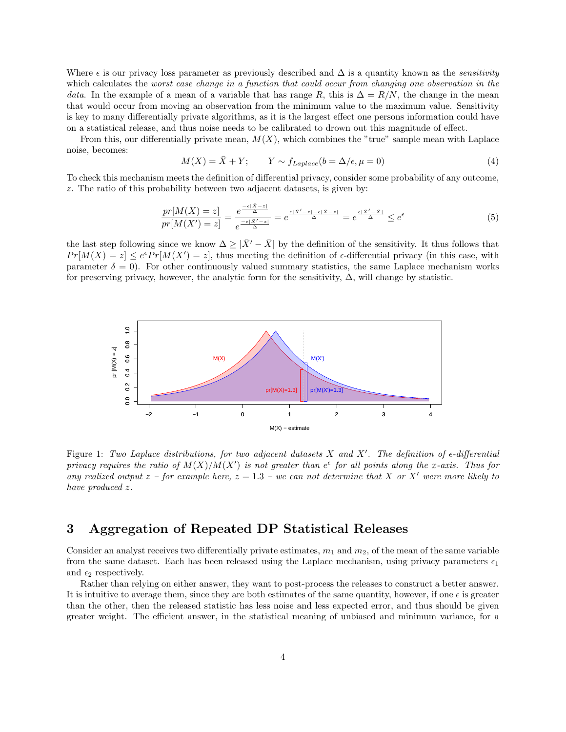Where $\epsilon$ is our privacy loss parameter as previously described and $\Delta$ is a quantity known as the *sensitivity* which calculates the *worst case change in a function that could occur from changing one observation in the data*. In the example of a mean of a variable that has range $R$, this is $\Delta = R/N$, the change in the mean that would occur from moving an observation from the minimum value to the maximum value. Sensitivity is key to many differentially private algorithms, as it is the largest effect one persons information could have on a statistical release, and thus noise needs to be calibrated to drown out this magnitude of effect.

From this, our differentially private mean, $M(X)$, which combines the "true" sample mean with Laplace noise, becomes:

$$M(X) = \bar{X} + Y; \qquad Y \sim f_{Laplace}(b = \Delta/\epsilon, \mu = 0) \tag{4}$$

To check this mechanism meets the definition of differential privacy, consider some probability of any outcome, $z$. The ratio of this probability between two adjacent datasets, is given by:

$$\frac{pr[M(X) = z]}{pr[M(X') = z]} = \frac{e^{\frac{-\epsilon|\bar{X}-z|}{\Delta}}}{e^{\frac{-\epsilon|\bar{X}'-z|}{\Delta}}} = e^{\frac{\epsilon|\bar{X}'-z| - \epsilon|\bar{X}-z|}{\Delta}} = e^{\frac{\epsilon|\bar{X}'-\bar{X}|}{\Delta}} \leq e^{\epsilon} \tag{5}$$

the last step following since we know $\Delta \geq |\bar{X}' - \bar{X}|$ by the definition of the sensitivity. It thus follows that $Pr[M(X) = z] \leq e^{\epsilon} Pr[M(X') = z]$, thus meeting the definition of $\epsilon$-differential privacy (in this case, with parameter $\delta = 0$). For other continuously valued summary statistics, the same Laplace mechanism works for preserving privacy, however, the analytic form for the sensitivity, $\Delta$, will change by statistic.

Figure 1: *Two Laplace distributions, for two adjacent datasets $X$ and $X'$. The definition of $\epsilon$-differential privacy requires the ratio of $M(X)/M(X')$ is not greater than $e^{\epsilon}$ for all points along the x-axis. Thus for any realized output $z$ – for example here, $z = 1.3$ – we can not determine that $X$ or $X'$ were more likely to have produced $z$.*

## 3 Aggregation of Repeated DP Statistical Releases

Consider an analyst receives two differentially private estimates, $m_1$ and $m_2$, of the mean of the same variable from the same dataset. Each has been released using the Laplace mechanism, using privacy parameters $\epsilon_1$ and $\epsilon_2$ respectively.

Rather than relying on either answer, they want to post-process the releases to construct a better answer. It is intuitive to average them, since they are both estimates of the same quantity, however, if one $\epsilon$ is greater than the other, then the released statistic has less noise and less expected error, and thus should be given greater weight. The efficient answer, in the statistical meaning of unbiased and minimum variance, for a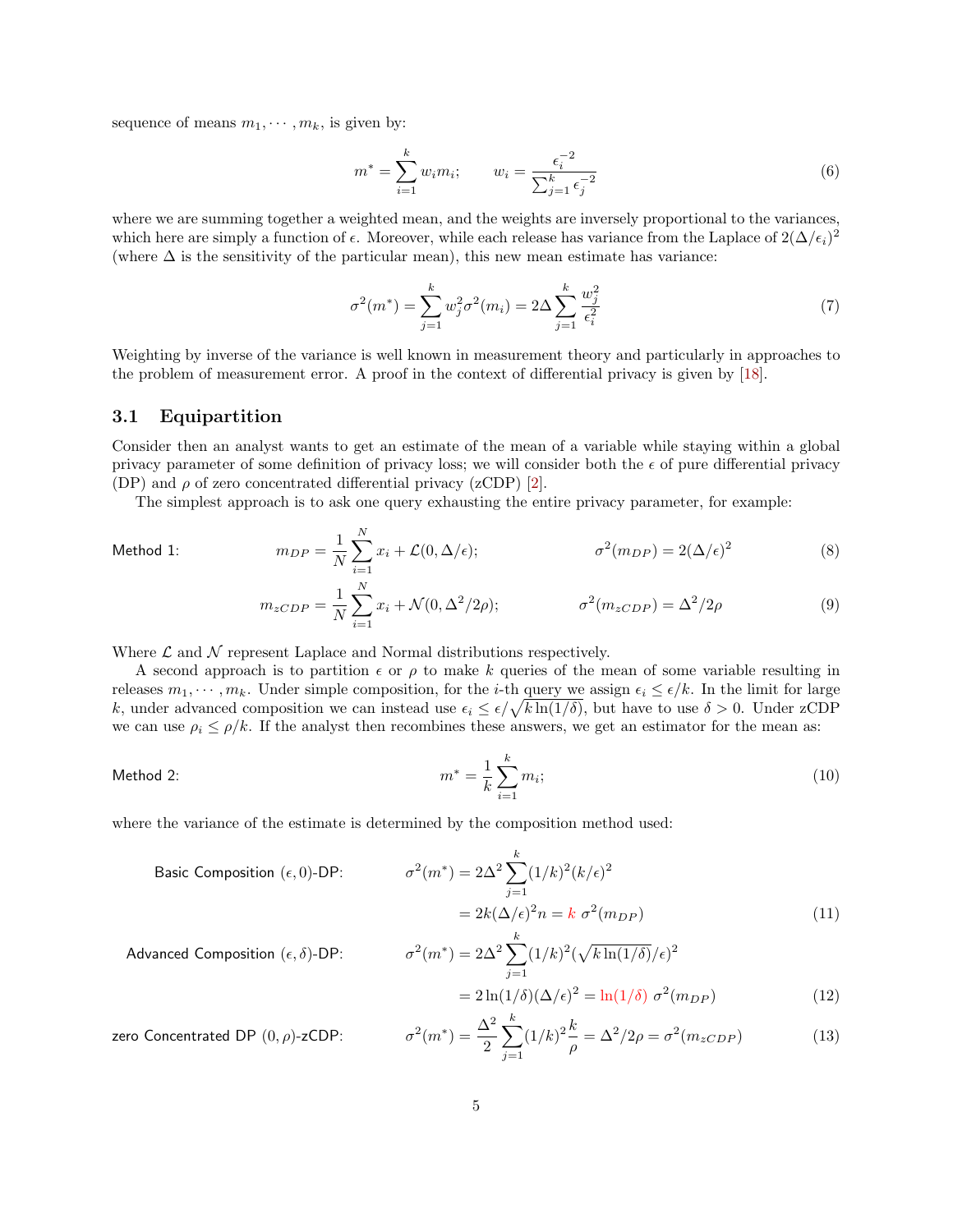sequence of means $m_1, \cdots, m_k$, is given by:

$$m^* = \sum_{i=1}^{k} w_i m_i; \qquad w_i = \frac{\epsilon_i^{-2}}{\sum_{j=1}^{k} \epsilon_j^{-2}} \tag{6}$$

where we are summing together a weighted mean, and the weights are inversely proportional to the variances, which here are simply a function of $\epsilon$. Moreover, while each release has variance from the Laplace of $2(\Delta/\epsilon_i)^2$ (where $\Delta$ is the sensitivity of the particular mean), this new mean estimate has variance:

$$\sigma^2(m^*) = \sum_{j=1}^{k} w_j^2 \sigma^2(m_i) = 2\Delta \sum_{j=1}^{k} \frac{w_j^2}{\epsilon_i^2} \tag{7}$$

Weighting by inverse of the variance is well known in measurement theory and particularly in approaches to the problem of measurement error. A proof in the context of differential privacy is given by [18].

## 3.1 Equipartition

Consider then an analyst wants to get an estimate of the mean of a variable while staying within a global privacy parameter of some definition of privacy loss; we will consider both the $\epsilon$ of pure differential privacy (DP) and $\rho$ of zero concentrated differential privacy (zCDP) [2].

The simplest approach is to ask one query exhausting the entire privacy parameter, for example:

Method 1:

$$m_{DP} = \frac{1}{N}\sum_{i=1}^{N} x_i + \mathcal{L}(0, \Delta/\epsilon); \qquad \sigma^2(m_{DP}) = 2(\Delta/\epsilon)^2 \tag{8}$$

$$m_{zCDP} = \frac{1}{N}\sum_{i=1}^{N} x_i + \mathcal{N}(0, \Delta^2/2\rho); \qquad \sigma^2(m_{zCDP}) = \Delta^2/2\rho \tag{9}$$

Where $\mathcal{L}$ and $\mathcal{N}$ represent Laplace and Normal distributions respectively.

A second approach is to partition $\epsilon$ or $\rho$ to make $k$ queries of the mean of some variable resulting in releases $m_1, \cdots, m_k$. Under simple composition, for the $i$-th query we assign $\epsilon_i \leq \epsilon/k$. In the limit for large $k$, under advanced composition we can instead use $\epsilon_i \leq \epsilon/\sqrt{k\ln(1/\delta)}$, but have to use $\delta > 0$. Under zCDP we can use $\rho_i \leq \rho/k$. If the analyst then recombines these answers, we get an estimator for the mean as:

Method 2:

$$m^* = \frac{1}{k}\sum_{i=1}^{k} m_i; \tag{10}$$

where the variance of the estimate is determined by the composition method used:

Basic Composition $(\epsilon, 0)$-DP:

$$\begin{aligned}\sigma^2(m^*) &= 2\Delta^2 \sum_{j=1}^{k} (1/k)^2 (k/\epsilon)^2 \\ &= 2k(\Delta/\epsilon)^2 n = k\ \sigma^2(m_{DP})\end{aligned} \tag{11}$$

Advanced Composition $(\epsilon, \delta)$-DP:

$$\begin{aligned}\sigma^2(m^*) &= 2\Delta^2 \sum_{j=1}^{k} (1/k)^2 (\sqrt{k\ln(1/\delta)}/\epsilon)^2 \\ &= 2\ln(1/\delta)(\Delta/\epsilon)^2 = \ln(1/\delta)\ \sigma^2(m_{DP})\end{aligned} \tag{12}$$

zero Concentrated DP $(0, \rho)$-zCDP:

$$\sigma^2(m^*) = \frac{\Delta^2}{2}\sum_{j=1}^{k} (1/k)^2 \frac{k}{\rho} = \Delta^2/2\rho = \sigma^2(m_{zCDP}) \tag{13}$$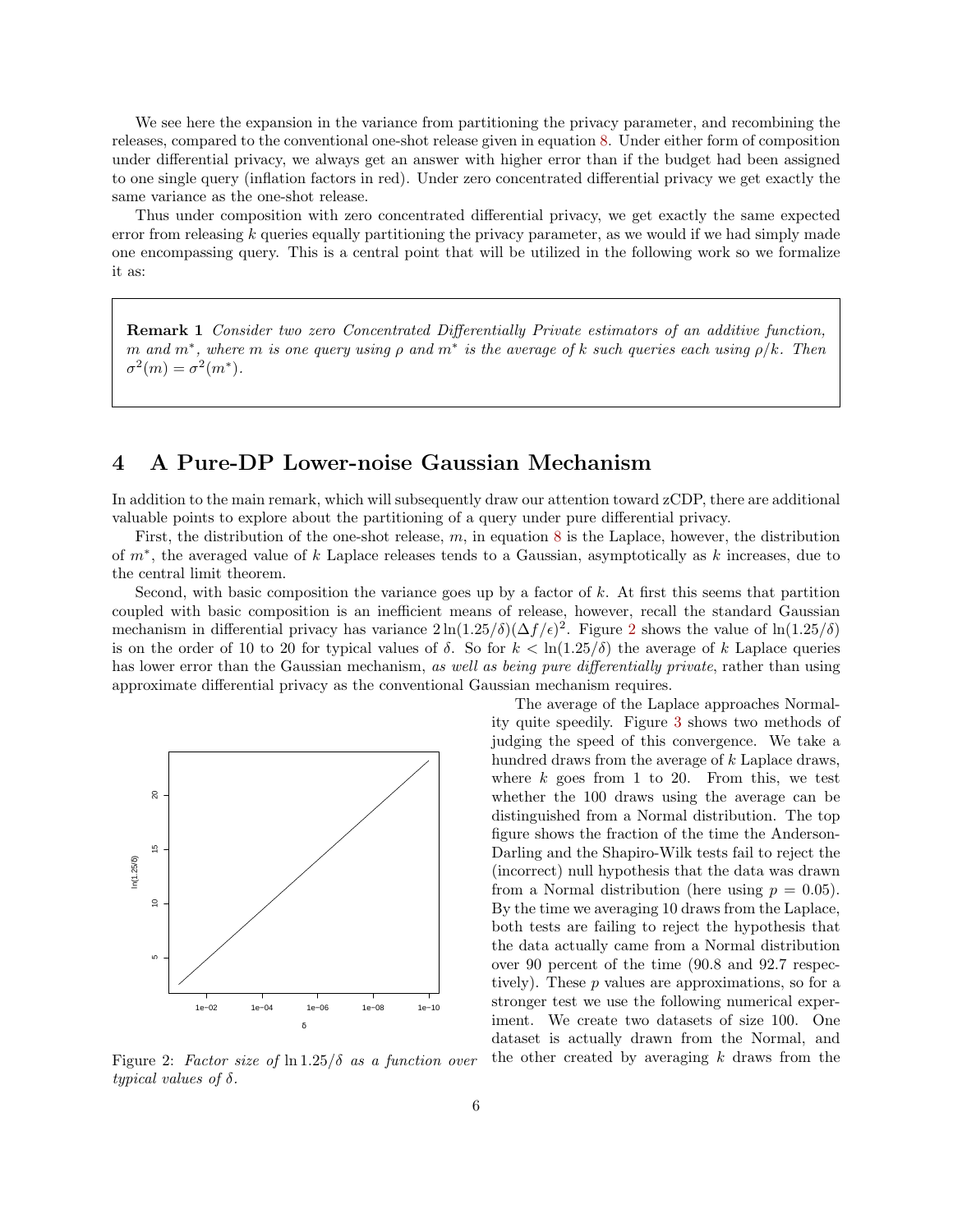We see here the expansion in the variance from partitioning the privacy parameter, and recombining the releases, compared to the conventional one-shot release given in equation 8. Under either form of composition under differential privacy, we always get an answer with higher error than if the budget had been assigned to one single query (inflation factors in red). Under zero concentrated differential privacy we get exactly the same variance as the one-shot release.

Thus under composition with zero concentrated differential privacy, we get exactly the same expected error from releasing $k$ queries equally partitioning the privacy parameter, as we would if we had simply made one encompassing query. This is a central point that will be utilized in the following work so we formalize it as:

> **Remark 1** *Consider two zero Concentrated Differentially Private estimators of an additive function, $m$ and $m^*$, where $m$ is one query using $\rho$ and $m^*$ is the average of $k$ such queries each using $\rho/k$. Then $\sigma^2(m) = \sigma^2(m^*)$.*

## 4 A Pure-DP Lower-noise Gaussian Mechanism

In addition to the main remark, which will subsequently draw our attention toward zCDP, there are additional valuable points to explore about the partitioning of a query under pure differential privacy.

First, the distribution of the one-shot release, $m$, in equation 8 is the Laplace, however, the distribution of $m^*$, the averaged value of $k$ Laplace releases tends to a Gaussian, asymptotically as $k$ increases, due to the central limit theorem.

Second, with basic composition the variance goes up by a factor of $k$. At first this seems that partition coupled with basic composition is an inefficient means of release, however, recall the standard Gaussian mechanism in differential privacy has variance $2\ln(1.25/\delta)(\Delta f/\epsilon)^2$. Figure 2 shows the value of $\ln(1.25/\delta)$ is on the order of 10 to 20 for typical values of $\delta$. So for $k < \ln(1.25/\delta)$ the average of $k$ Laplace queries has lower error than the Gaussian mechanism, *as well as being pure differentially private*, rather than using approximate differential privacy as the conventional Gaussian mechanism requires.

Figure 2: *Factor size of $\ln 1.25/\delta$ as a function over typical values of $\delta$.*

The average of the Laplace approaches Normality quite speedily. Figure 3 shows two methods of judging the speed of this convergence. We take a hundred draws from the average of $k$ Laplace draws, where $k$ goes from 1 to 20. From this, we test whether the 100 draws using the average can be distinguished from a Normal distribution. The top figure shows the fraction of the time the Anderson-Darling and the Shapiro-Wilk tests fail to reject the (incorrect) null hypothesis that the data was drawn from a Normal distribution (here using $p = 0.05$). By the time we averaging 10 draws from the Laplace, both tests are failing to reject the hypothesis that the data actually came from a Normal distribution over 90 percent of the time (90.8 and 92.7 respectively). These $p$ values are approximations, so for a stronger test we use the following numerical experiment. We create two datasets of size 100. One dataset is actually drawn from the Normal, and the other created by averaging $k$ draws from the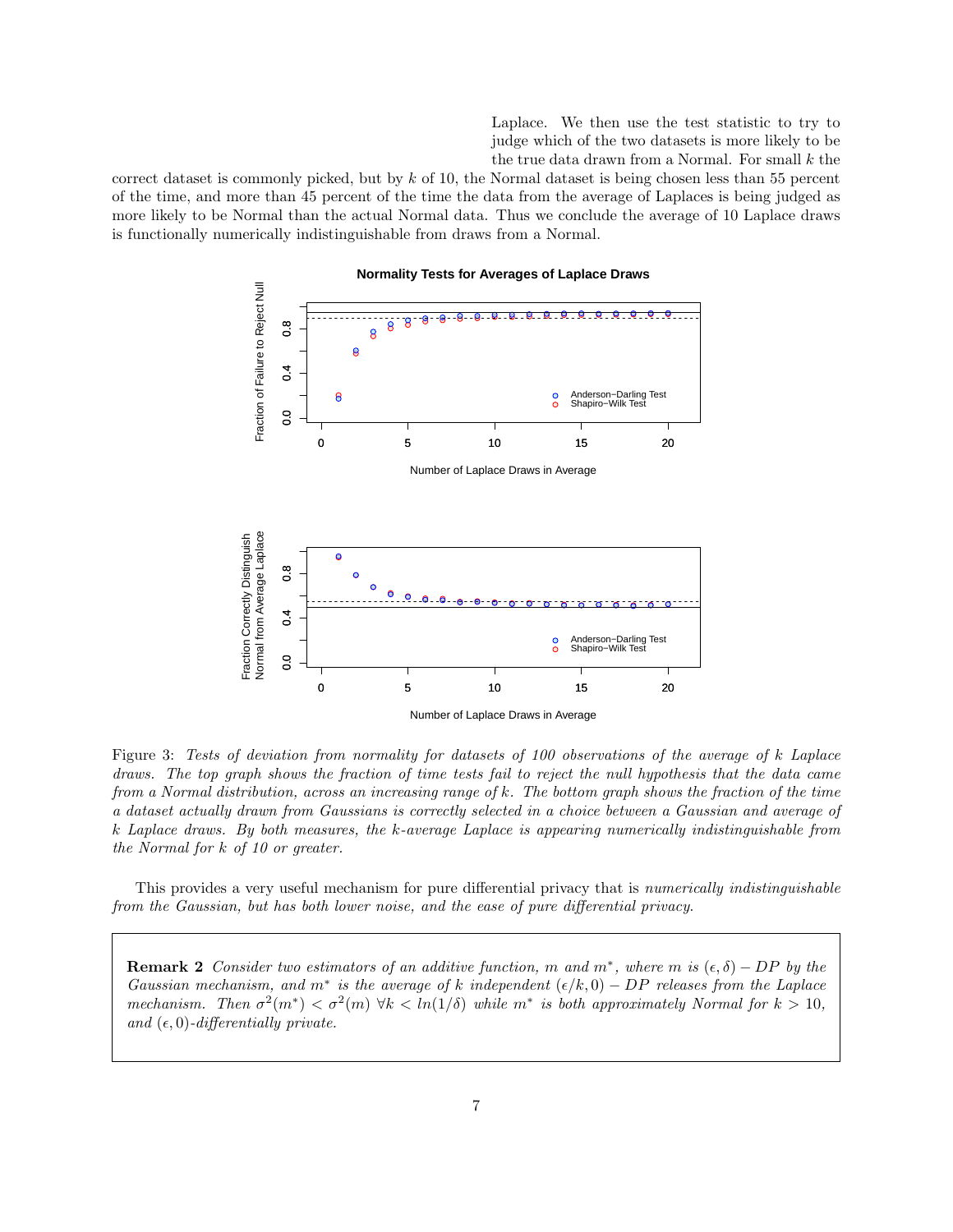Laplace. We then use the test statistic to try to judge which of the two datasets is more likely to be the true data drawn from a Normal. For small $k$ the correct dataset is commonly picked, but by $k$ of 10, the Normal dataset is being chosen less than 55 percent of the time, and more than 45 percent of the time the data from the average of Laplaces is being judged as more likely to be Normal than the actual Normal data. Thus we conclude the average of 10 Laplace draws is functionally numerically indistinguishable from draws from a Normal.

Figure 3: *Tests of deviation from normality for datasets of 100 observations of the average of $k$ Laplace draws. The top graph shows the fraction of time tests fail to reject the null hypothesis that the data came from a Normal distribution, across an increasing range of $k$. The bottom graph shows the fraction of the time a dataset actually drawn from Gaussians is correctly selected in a choice between a Gaussian and average of $k$ Laplace draws. By both measures, the $k$-average Laplace is appearing numerically indistinguishable from the Normal for $k$ of 10 or greater.*

This provides a very useful mechanism for pure differential privacy that is *numerically indistinguishable from the Gaussian, but has both lower noise, and the ease of pure differential privacy.*

> **Remark 2** *Consider two estimators of an additive function, $m$ and $m^*$, where $m$ is $(\epsilon, \delta) - DP$ by the Gaussian mechanism, and $m^*$ is the average of $k$ independent $(\epsilon/k, 0) - DP$ releases from the Laplace mechanism. Then $\sigma^2(m^*) < \sigma^2(m)$ $\forall k < ln(1/\delta)$ while $m^*$ is both approximately Normal for $k > 10$, and $(\epsilon, 0)$-differentially private.*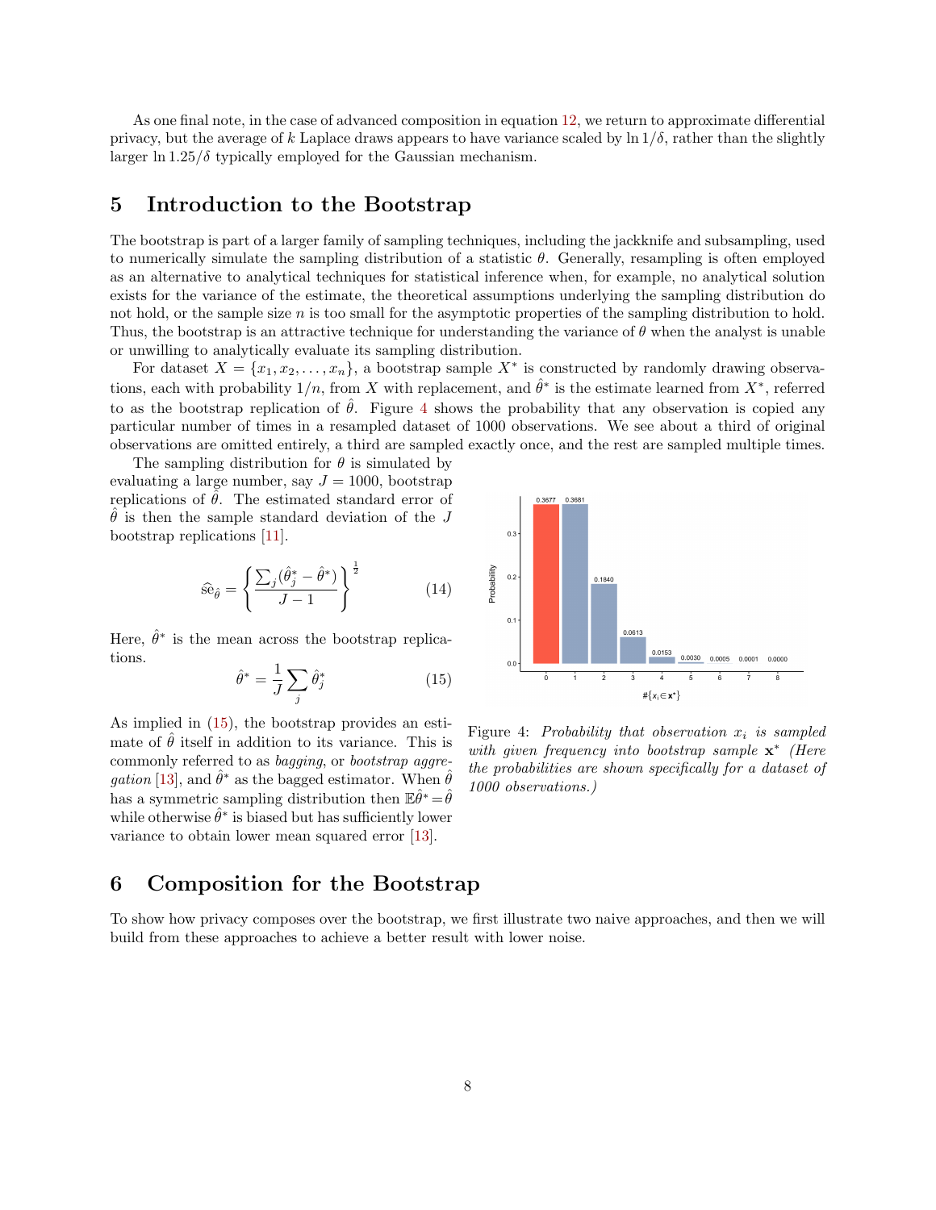As one final note, in the case of advanced composition in equation 12, we return to approximate differential privacy, but the average of $k$ Laplace draws appears to have variance scaled by $\ln 1/\delta$, rather than the slightly larger $\ln 1.25/\delta$ typically employed for the Gaussian mechanism.

# 5 Introduction to the Bootstrap

The bootstrap is part of a larger family of sampling techniques, including the jackknife and subsampling, used to numerically simulate the sampling distribution of a statistic $\theta$. Generally, resampling is often employed as an alternative to analytical techniques for statistical inference when, for example, no analytical solution exists for the variance of the estimate, the theoretical assumptions underlying the sampling distribution do not hold, or the sample size $n$ is too small for the asymptotic properties of the sampling distribution to hold. Thus, the bootstrap is an attractive technique for understanding the variance of $\theta$ when the analyst is unable or unwilling to analytically evaluate its sampling distribution.

For dataset $X = \{x_1, x_2, \ldots, x_n\}$, a bootstrap sample $X^*$ is constructed by randomly drawing observations, each with probability $1/n$, from $X$ with replacement, and $\hat{\theta}^*$ is the estimate learned from $X^*$, referred to as the bootstrap replication of $\hat{\theta}$. Figure 4 shows the probability that any observation is copied any particular number of times in a resampled dataset of 1000 observations. We see about a third of original observations are omitted entirely, a third are sampled exactly once, and the rest are sampled multiple times.

The sampling distribution for $\theta$ is simulated by evaluating a large number, say $J = 1000$, bootstrap replications of $\hat{\theta}$. The estimated standard error of $\hat{\theta}$ is then the sample standard deviation of the $J$ bootstrap replications [11].

$$\widehat{\text{se}}_{\hat{\theta}} = \left\{ \frac{\sum_j (\hat{\theta}^*_j - \hat{\theta}^*)}{J-1} \right\}^{\frac{1}{2}} \tag{14}$$

Here, $\hat{\theta}^*$ is the mean across the bootstrap replications.

$$\hat{\theta}^* = \frac{1}{J} \sum_j \hat{\theta}^*_j \tag{15}$$

As implied in (15), the bootstrap provides an estimate of $\hat{\theta}$ itself in addition to its variance. This is commonly referred to as *bagging*, or *bootstrap aggregation* [13], and $\hat{\theta}^*$ as the bagged estimator. When $\hat{\theta}$ has a symmetric sampling distribution then $\mathbb{E}\hat{\theta}^* = \hat{\theta}$ while otherwise $\hat{\theta}^*$ is biased but has sufficiently lower variance to obtain lower mean squared error [13].

Figure 4: *Probability that observation $x_i$ is sampled with given frequency into bootstrap sample $\mathbf{x}^*$ (Here the probabilities are shown specifically for a dataset of 1000 observations.)*

# 6 Composition for the Bootstrap

To show how privacy composes over the bootstrap, we first illustrate two naive approaches, and then we will build from these approaches to achieve a better result with lower noise.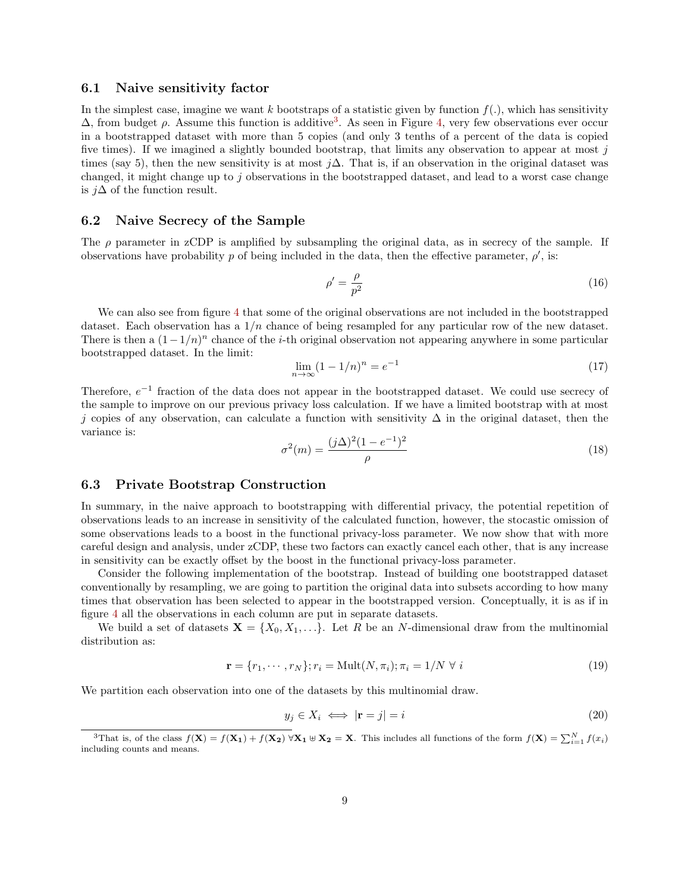### 6.1 Naive sensitivity factor

In the simplest case, imagine we want $k$ bootstraps of a statistic given by function $f(.)$, which has sensitivity $\Delta$, from budget $\rho$. Assume this function is additive[3]. As seen in Figure 4, very few observations ever occur in a bootstrapped dataset with more than 5 copies (and only 3 tenths of a percent of the data is copied five times). If we imagined a slightly bounded bootstrap, that limits any observation to appear at most $j$ times (say 5), then the new sensitivity is at most $j\Delta$. That is, if an observation in the original dataset was changed, it might change up to $j$ observations in the bootstrapped dataset, and lead to a worst case change is $j\Delta$ of the function result.

### 6.2 Naive Secrecy of the Sample

The $\rho$ parameter in zCDP is amplified by subsampling the original data, as in secrecy of the sample. If observations have probability $p$ of being included in the data, then the effective parameter, $\rho'$, is:

$$\rho' = \frac{\rho}{p^2} \tag{16}$$

We can also see from figure 4 that some of the original observations are not included in the bootstrapped dataset. Each observation has a $1/n$ chance of being resampled for any particular row of the new dataset. There is then a $(1-1/n)^n$ chance of the $i$-th original observation not appearing anywhere in some particular bootstrapped dataset. In the limit:

$$\lim_{n\to\infty}(1-1/n)^n = e^{-1} \tag{17}$$

Therefore, $e^{-1}$ fraction of the data does not appear in the bootstrapped dataset. We could use secrecy of the sample to improve on our previous privacy loss calculation. If we have a limited bootstrap with at most $j$ copies of any observation, can calculate a function with sensitivity $\Delta$ in the original dataset, then the variance is:

$$\sigma^2(m) = \frac{(j\Delta)^2(1-e^{-1})^2}{\rho} \tag{18}$$

### 6.3 Private Bootstrap Construction

In summary, in the naive approach to bootstrapping with differential privacy, the potential repetition of observations leads to an increase in sensitivity of the calculated function, however, the stocastic omission of some observations leads to a boost in the functional privacy-loss parameter. We now show that with more careful design and analysis, under zCDP, these two factors can exactly cancel each other, that is any increase in sensitivity can be exactly offset by the boost in the functional privacy-loss parameter.

Consider the following implementation of the bootstrap. Instead of building one bootstrapped dataset conventionally by resampling, we are going to partition the original data into subsets according to how many times that observation has been selected to appear in the bootstrapped version. Conceptually, it is as if in figure 4 all the observations in each column are put in separate datasets.

We build a set of datasets $\mathbf{X} = \{X_0, X_1, \ldots\}$. Let $R$ be an $N$-dimensional draw from the multinomial distribution as:

$$\mathbf{r} = \{r_1, \cdots, r_N\}; r_i = \text{Mult}(N, \pi_i); \pi_i = 1/N \;\forall\; i \tag{19}$$

We partition each observation into one of the datasets by this multinomial draw.

$$y_j \in X_i \iff |\mathbf{r} = j| = i \tag{20}$$

[3] That is, of the class $f(\mathbf{X}) = f(\mathbf{X_1}) + f(\mathbf{X_2}) \;\forall \mathbf{X_1} \uplus \mathbf{X_2} = \mathbf{X}$. This includes all functions of the form $f(\mathbf{X}) = \sum_{i=1}^{N} f(x_i)$ including counts and means.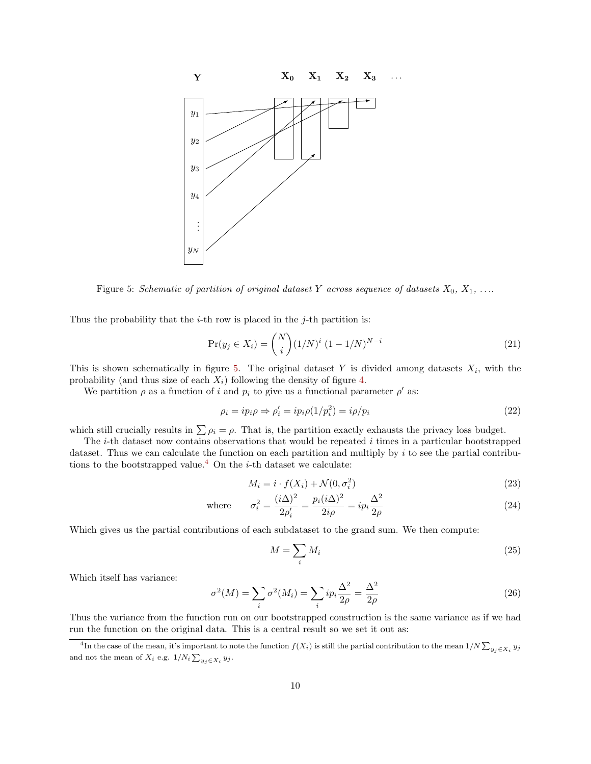Figure 5: *Schematic of partition of original dataset $Y$ across sequence of datasets $X_0$, $X_1$, ....*

Thus the probability that the $i$-th row is placed in the $j$-th partition is:

$$\Pr(y_j \in X_i) = \binom{N}{i} (1/N)^i \, (1 - 1/N)^{N-i} \tag{21}$$

This is shown schematically in figure 5. The original dataset $Y$ is divided among datasets $X_i$, with the probability (and thus size of each $X_i$) following the density of figure 4.

We partition $\rho$ as a function of $i$ and $p_i$ to give us a functional parameter $\rho'$ as:

$$\rho_i = i p_i \rho \Rightarrow \rho'_i = i p_i \rho (1/p_i^2) = i\rho/p_i \tag{22}$$

which still crucially results in $\sum \rho_i = \rho$. That is, the partition exactly exhausts the privacy loss budget.

The $i$-th dataset now contains observations that would be repeated $i$ times in a particular bootstrapped dataset. Thus we can calculate the function on each partition and multiply by $i$ to see the partial contributions to the bootstrapped value.[4] On the $i$-th dataset we calculate:

$$M_i = i \cdot f(X_i) + \mathcal{N}(0, \sigma_i^2) \tag{23}$$

$$\text{where} \qquad \sigma_i^2 = \frac{(i\Delta)^2}{2\rho'_i} = \frac{p_i (i\Delta)^2}{2i\rho} = i p_i \frac{\Delta^2}{2\rho} \tag{24}$$

Which gives us the partial contributions of each subdataset to the grand sum. We then compute:

$$M = \sum_i M_i \tag{25}$$

Which itself has variance:

$$\sigma^2(M) = \sum_i \sigma^2(M_i) = \sum_i i p_i \frac{\Delta^2}{2\rho} = \frac{\Delta^2}{2\rho} \tag{26}$$

Thus the variance from the function run on our bootstrapped construction is the same variance as if we had run the function on the original data. This is a central result so we set it out as:

[4] In the case of the mean, it's important to note the function $f(X_i)$ is still the partial contribution to the mean $1/N \sum_{y_j \in X_i} y_j$ and not the mean of $X_i$ e.g. $1/N_i \sum_{y_j \in X_i} y_j$.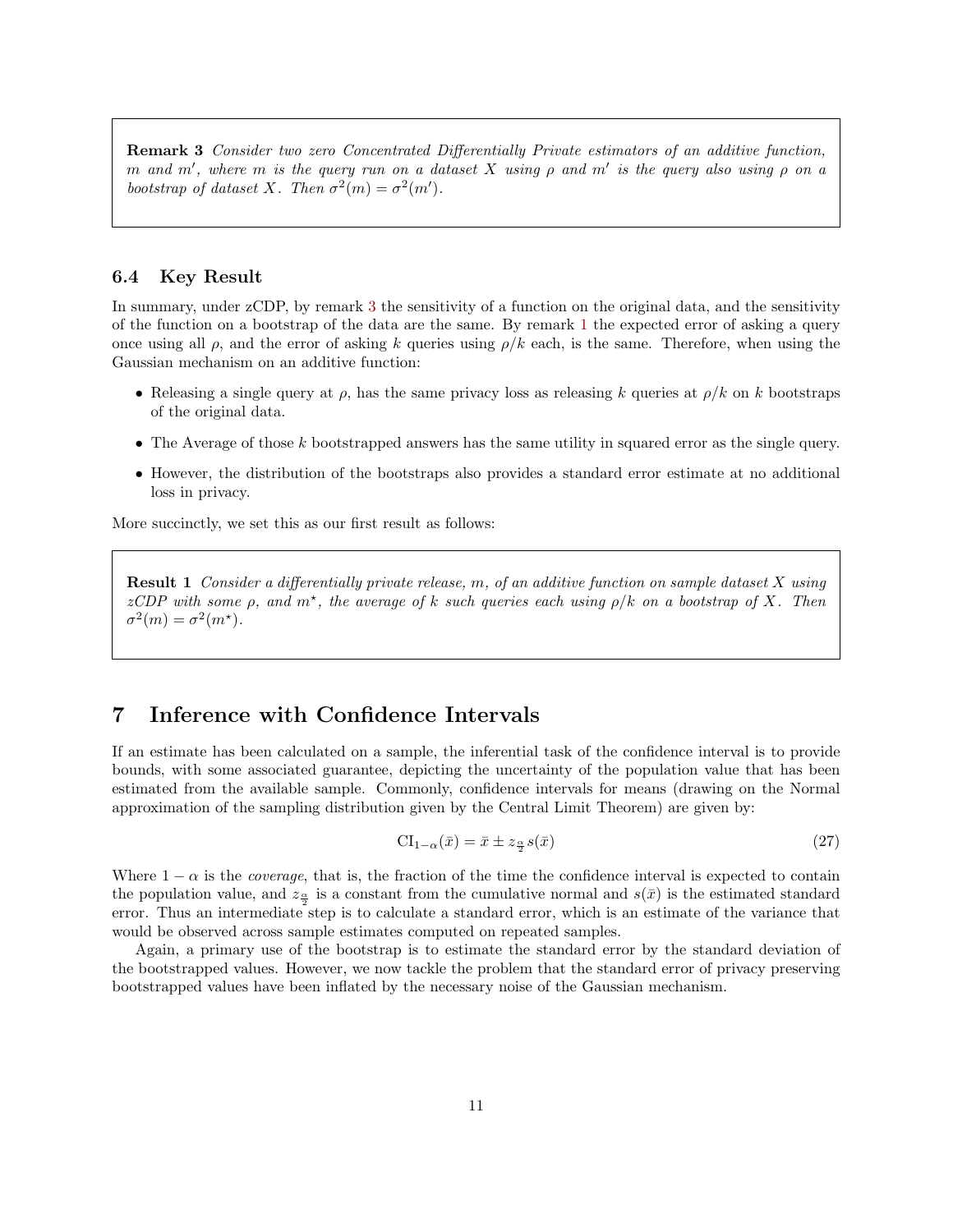**Remark 3** *Consider two zero Concentrated Differentially Private estimators of an additive function, $m$ and $m'$, where $m$ is the query run on a dataset $X$ using $\rho$ and $m'$ is the query also using $\rho$ on a bootstrap of dataset $X$. Then $\sigma^2(m) = \sigma^2(m')$.*

### 6.4 Key Result

In summary, under zCDP, by remark 3 the sensitivity of a function on the original data, and the sensitivity of the function on a bootstrap of the data are the same. By remark 1 the expected error of asking a query once using all $\rho$, and the error of asking $k$ queries using $\rho/k$ each, is the same. Therefore, when using the Gaussian mechanism on an additive function:

- Releasing a single query at $\rho$, has the same privacy loss as releasing $k$ queries at $\rho/k$ on $k$ bootstraps of the original data.
- The Average of those $k$ bootstrapped answers has the same utility in squared error as the single query.
- However, the distribution of the bootstraps also provides a standard error estimate at no additional loss in privacy.

More succinctly, we set this as our first result as follows:

**Result 1** *Consider a differentially private release, $m$, of an additive function on sample dataset $X$ using zCDP with some $\rho$, and $m^\star$, the average of $k$ such queries each using $\rho/k$ on a bootstrap of $X$. Then $\sigma^2(m) = \sigma^2(m^\star)$.*

## 7 Inference with Confidence Intervals

If an estimate has been calculated on a sample, the inferential task of the confidence interval is to provide bounds, with some associated guarantee, depicting the uncertainty of the population value that has been estimated from the available sample. Commonly, confidence intervals for means (drawing on the Normal approximation of the sampling distribution given by the Central Limit Theorem) are given by:

$$\text{CI}_{1-\alpha}(\bar{x}) = \bar{x} \pm z_{\frac{\alpha}{2}} s(\bar{x}) \tag{27}$$

Where $1-\alpha$ is the *coverage*, that is, the fraction of the time the confidence interval is expected to contain the population value, and $z_{\frac{\alpha}{2}}$ is a constant from the cumulative normal and $s(\bar{x})$ is the estimated standard error. Thus an intermediate step is to calculate a standard error, which is an estimate of the variance that would be observed across sample estimates computed on repeated samples.

Again, a primary use of the bootstrap is to estimate the standard error by the standard deviation of the bootstrapped values. However, we now tackle the problem that the standard error of privacy preserving bootstrapped values have been inflated by the necessary noise of the Gaussian mechanism.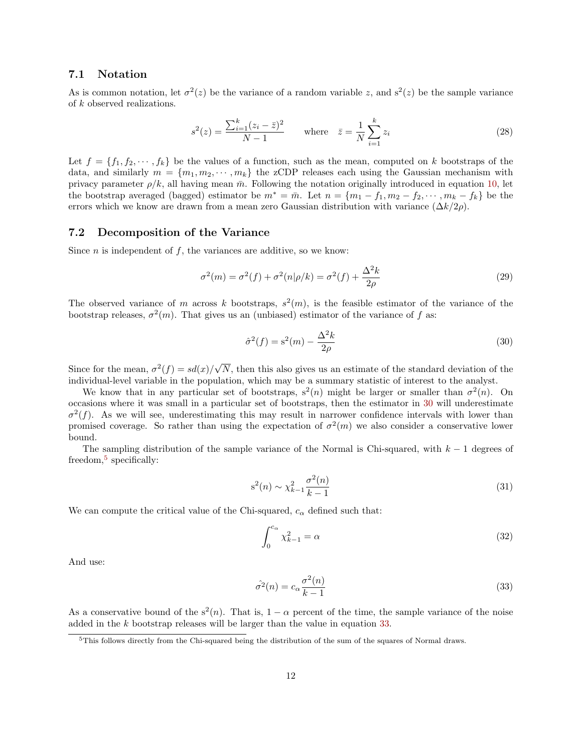### 7.1 Notation

As is common notation, let $\sigma^2(z)$ be the variance of a random variable $z$, and $\mathrm{s}^2(z)$ be the sample variance of $k$ observed realizations.

$$s^2(z) = \frac{\sum_{i=1}^{k}(z_i - \bar{z})^2}{N-1} \qquad \text{where} \quad \bar{z} = \frac{1}{N}\sum_{i=1}^{k} z_i \tag{28}$$

Let $f = \{f_1, f_2, \cdots, f_k\}$ be the values of a function, such as the mean, computed on $k$ bootstraps of the data, and similarly $m = \{m_1, m_2, \cdots, m_k\}$ the zCDP releases each using the Gaussian mechanism with privacy parameter $\rho/k$, all having mean $\bar{m}$. Following the notation originally introduced in equation 10, let the bootstrap averaged (bagged) estimator be $m^* = \bar{m}$. Let $n = \{m_1 - f_1, m_2 - f_2, \cdots, m_k - f_k\}$ be the errors which we know are drawn from a mean zero Gaussian distribution with variance $(\Delta k/2\rho)$.

### 7.2 Decomposition of the Variance

Since $n$ is independent of $f$, the variances are additive, so we know:

$$\sigma^2(m) = \sigma^2(f) + \sigma^2(n|\rho/k) = \sigma^2(f) + \frac{\Delta^2 k}{2\rho} \tag{29}$$

The observed variance of $m$ across $k$ bootstraps, $s^2(m)$, is the feasible estimator of the variance of the bootstrap releases, $\sigma^2(m)$. That gives us an (unbiased) estimator of the variance of $f$ as:

$$\hat{\sigma}^2(f) = \mathrm{s}^2(m) - \frac{\Delta^2 k}{2\rho} \tag{30}$$

Since for the mean, $\sigma^2(f) = sd(x)/\sqrt{N}$, then this also gives us an estimate of the standard deviation of the individual-level variable in the population, which may be a summary statistic of interest to the analyst.

We know that in any particular set of bootstraps, $\mathrm{s}^2(n)$ might be larger or smaller than $\sigma^2(n)$. On occasions where it was small in a particular set of bootstraps, then the estimator in 30 will underestimate $\sigma^2(f)$. As we will see, underestimating this may result in narrower confidence intervals with lower than promised coverage. So rather than using the expectation of $\sigma^2(m)$ we also consider a conservative lower bound.

The sampling distribution of the sample variance of the Normal is Chi-squared, with $k-1$ degrees of freedom,[5] specifically:

$$\mathrm{s}^2(n) \sim \chi^2_{k-1} \frac{\sigma^2(n)}{k-1} \tag{31}$$

We can compute the critical value of the Chi-squared, $c_\alpha$ defined such that:

$$\int_0^{c_\alpha} \chi^2_{k-1} = \alpha \tag{32}$$

And use:

$$\hat{\sigma^2}(n) = c_\alpha \frac{\sigma^2(n)}{k-1} \tag{33}$$

As a conservative bound of the $\mathrm{s}^2(n)$. That is, $1-\alpha$ percent of the time, the sample variance of the noise added in the $k$ bootstrap releases will be larger than the value in equation 33.

[5] This follows directly from the Chi-squared being the distribution of the sum of the squares of Normal draws.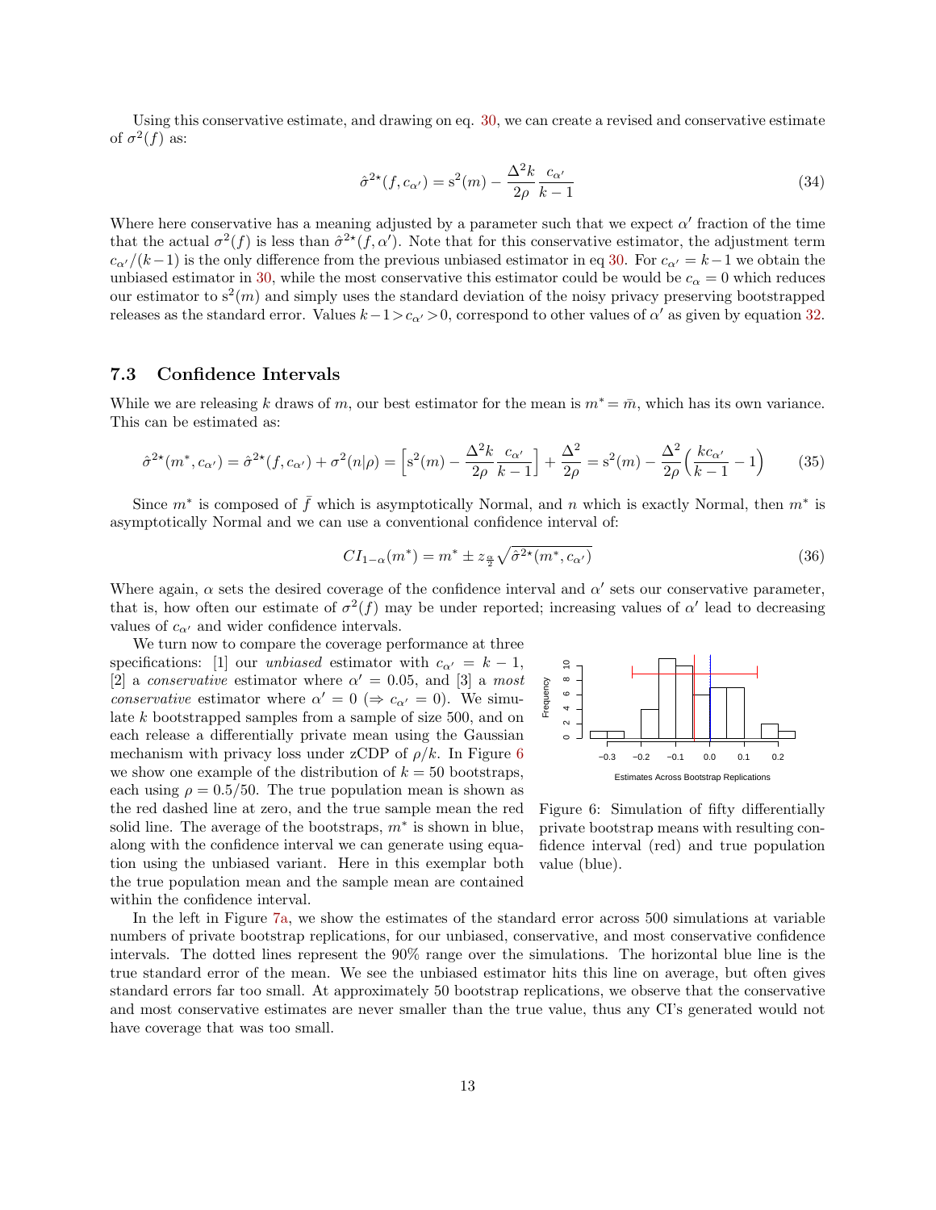Using this conservative estimate, and drawing on eq. 30, we can create a revised and conservative estimate of $\sigma^2(f)$ as:

$$\hat{\sigma}^{2\star}(f, c_{\alpha'}) = \mathrm{s}^2(m) - \frac{\Delta^2 k}{2\rho}\frac{c_{\alpha'}}{k-1} \tag{34}$$

Where here conservative has a meaning adjusted by a parameter such that we expect $\alpha'$ fraction of the time that the actual $\sigma^2(f)$ is less than $\hat{\sigma}^{2\star}(f, \alpha')$. Note that for this conservative estimator, the adjustment term $c_{\alpha'}/(k-1)$ is the only difference from the previous unbiased estimator in eq 30. For $c_{\alpha'} = k-1$ we obtain the unbiased estimator in 30, while the most conservative this estimator could be would be $c_\alpha = 0$ which reduces our estimator to $\mathrm{s}^2(m)$ and simply uses the standard deviation of the noisy privacy preserving bootstrapped releases as the standard error. Values $k-1 > c_{\alpha'} > 0$, correspond to other values of $\alpha'$ as given by equation 32.

### 7.3 Confidence Intervals

While we are releasing $k$ draws of $m$, our best estimator for the mean is $m^* = \bar{m}$, which has its own variance. This can be estimated as:

$$\hat{\sigma}^{2\star}(m^*, c_{\alpha'}) = \hat{\sigma}^{2\star}(f, c_{\alpha'}) + \sigma^2(n|\rho) = \Big[\mathrm{s}^2(m) - \frac{\Delta^2 k}{2\rho}\frac{c_{\alpha'}}{k-1}\Big] + \frac{\Delta^2}{2\rho} = \mathrm{s}^2(m) - \frac{\Delta^2}{2\rho}\Big(\frac{k c_{\alpha'}}{k-1} - 1\Big) \tag{35}$$

Since $m^*$ is composed of $\bar{f}$ which is asymptotically Normal, and $n$ which is exactly Normal, then $m^*$ is asymptotically Normal and we can use a conventional confidence interval of:

$$CI_{1-\alpha}(m^*) = m^* \pm z_{\frac{\alpha}{2}}\sqrt{\hat{\sigma}^{2\star}(m^*, c_{\alpha'})} \tag{36}$$

Where again, $\alpha$ sets the desired coverage of the confidence interval and $\alpha'$ sets our conservative parameter, that is, how often our estimate of $\sigma^2(f)$ may be under reported; increasing values of $\alpha'$ lead to decreasing values of $c_{\alpha'}$ and wider confidence intervals.

We turn now to compare the coverage performance at three specifications: [1] our *unbiased* estimator with $c_{\alpha'} = k-1$, [2] a *conservative* estimator where $\alpha' = 0.05$, and [3] a *most conservative* estimator where $\alpha' = 0$ ($\Rightarrow c_{\alpha'} = 0$). We simulate $k$ bootstrapped samples from a sample of size 500, and on each release a differentially private mean using the Gaussian mechanism with privacy loss under zCDP of $\rho/k$. In Figure 6 we show one example of the distribution of $k = 50$ bootstraps, each using $\rho = 0.5/50$. The true population mean is shown as the red dashed line at zero, and the true sample mean the red solid line. The average of the bootstraps, $m^*$ is shown in blue, along with the confidence interval we can generate using equation using the unbiased variant. Here in this exemplar both the true population mean and the sample mean are contained within the confidence interval.

Figure 6: Simulation of fifty differentially private bootstrap means with resulting confidence interval (red) and true population value (blue).

In the left in Figure 7a, we show the estimates of the standard error across 500 simulations at variable numbers of private bootstrap replications, for our unbiased, conservative, and most conservative confidence intervals. The dotted lines represent the 90% range over the simulations. The horizontal blue line is the true standard error of the mean. We see the unbiased estimator hits this line on average, but often gives standard errors far too small. At approximately 50 bootstrap replications, we observe that the conservative and most conservative estimates are never smaller than the true value, thus any CI's generated would not have coverage that was too small.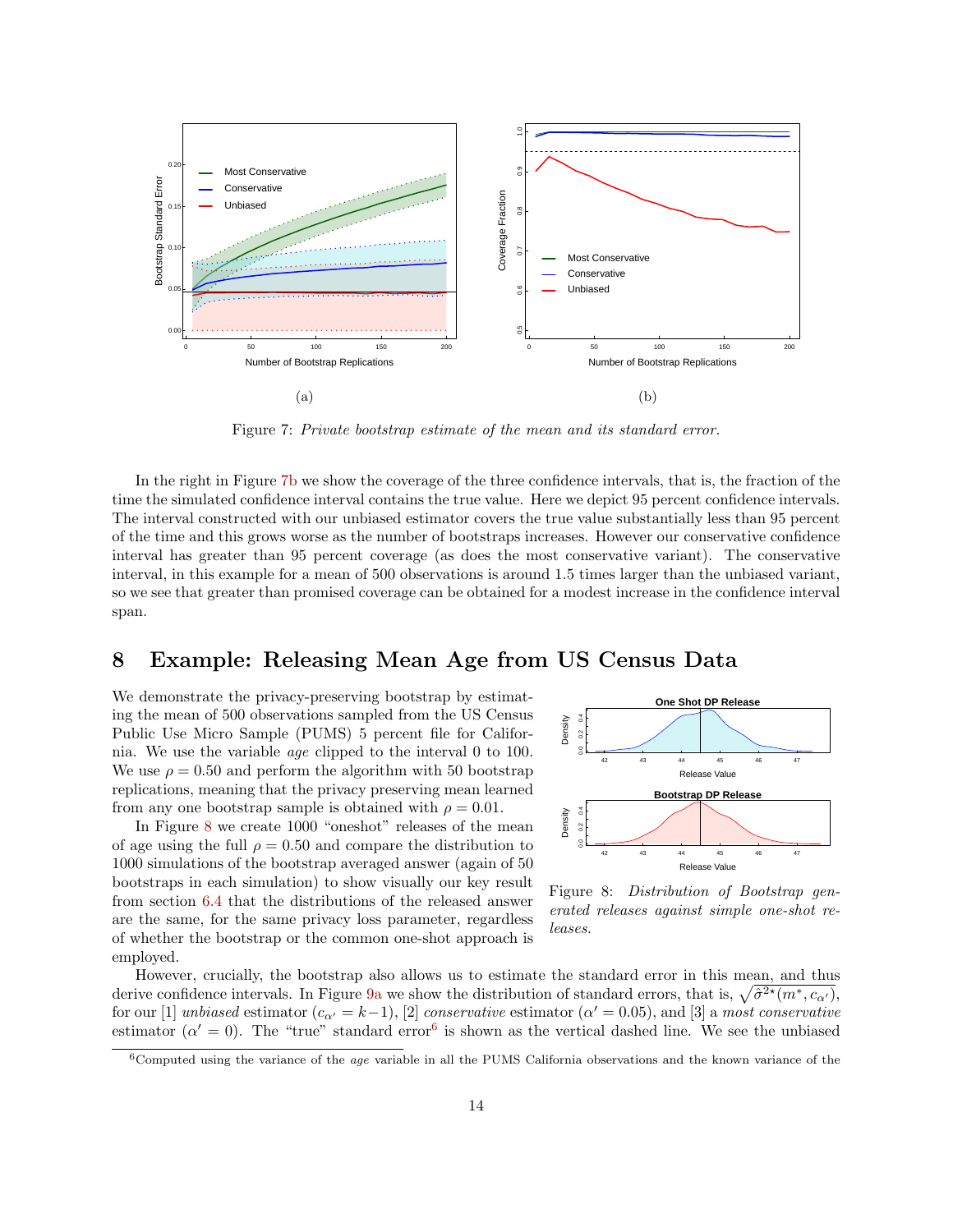(a)

(b)

Figure 7: *Private bootstrap estimate of the mean and its standard error.*

In the right in Figure 7b we show the coverage of the three confidence intervals, that is, the fraction of the time the simulated confidence interval contains the true value. Here we depict 95 percent confidence intervals. The interval constructed with our unbiased estimator covers the true value substantially less than 95 percent of the time and this grows worse as the number of bootstraps increases. However our conservative confidence interval has greater than 95 percent coverage (as does the most conservative variant). The conservative interval, in this example for a mean of 500 observations is around 1.5 times larger than the unbiased variant, so we see that greater than promised coverage can be obtained for a modest increase in the confidence interval span.

# 8 Example: Releasing Mean Age from US Census Data

We demonstrate the privacy-preserving bootstrap by estimating the mean of 500 observations sampled from the US Census Public Use Micro Sample (PUMS) 5 percent file for California. We use the variable *age* clipped to the interval 0 to 100. We use $\rho = 0.50$ and perform the algorithm with 50 bootstrap replications, meaning that the privacy preserving mean learned from any one bootstrap sample is obtained with $\rho = 0.01$.

In Figure 8 we create 1000 "oneshot" releases of the mean of age using the full $\rho = 0.50$ and compare the distribution to 1000 simulations of the bootstrap averaged answer (again of 50 bootstraps in each simulation) to show visually our key result from section 6.4 that the distributions of the released answer are the same, for the same privacy loss parameter, regardless of whether the bootstrap or the common one-shot approach is employed.

Figure 8: *Distribution of Bootstrap generated releases against simple one-shot releases.*

However, crucially, the bootstrap also allows us to estimate the standard error in this mean, and thus derive confidence intervals. In Figure 9a we show the distribution of standard errors, that is, $\sqrt{\hat{\sigma}^{2\star}(m^*, c_{\alpha'})}$, for our [1] *unbiased* estimator ($c_{\alpha'} = k-1$), [2] *conservative* estimator ($\alpha' = 0.05$), and [3] a *most conservative* estimator ($\alpha' = 0$). The "true" standard error[6] is shown as the vertical dashed line. We see the unbiased

[6] Computed using the variance of the *age* variable in all the PUMS California observations and the known variance of the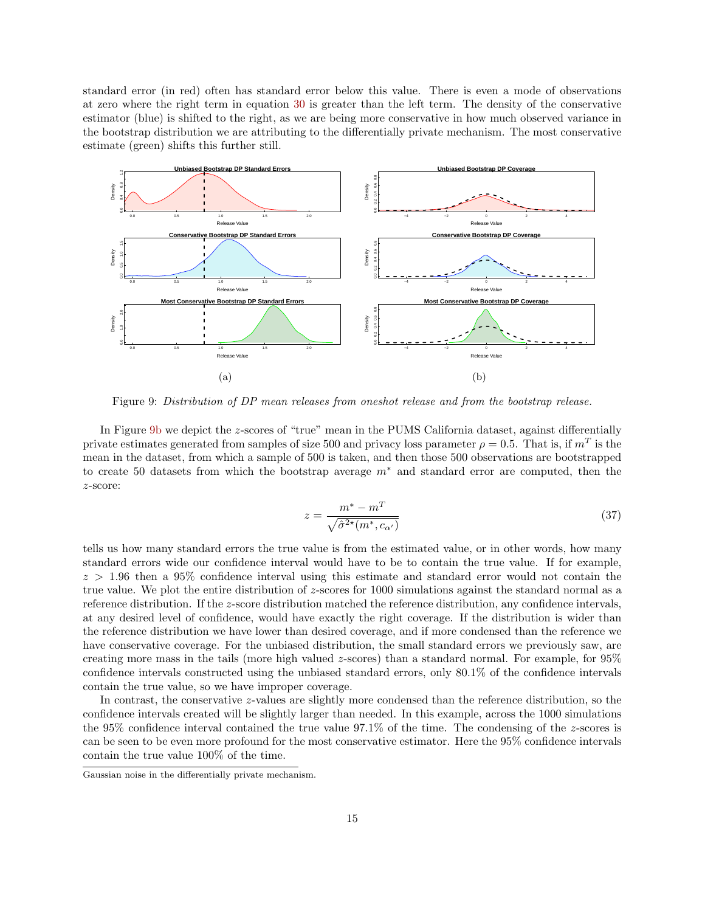standard error (in red) often has standard error below this value. There is even a mode of observations at zero where the right term in equation 30 is greater than the left term. The density of the conservative estimator (blue) is shifted to the right, as we are being more conservative in how much observed variance in the bootstrap distribution we are attributing to the differentially private mechanism. The most conservative estimate (green) shifts this further still.

(a)

(b)

Figure 9: *Distribution of DP mean releases from oneshot release and from the bootstrap release.*

In Figure 9b we depict the $z$-scores of "true" mean in the PUMS California dataset, against differentially private estimates generated from samples of size 500 and privacy loss parameter $\rho = 0.5$. That is, if $m^T$ is the mean in the dataset, from which a sample of 500 is taken, and then those 500 observations are bootstrapped to create 50 datasets from which the bootstrap average $m^*$ and standard error are computed, then the $z$-score:

$$z = \frac{m^* - m^T}{\sqrt{\hat{\sigma}^{2\star}(m^*, c_{\alpha'})}} \tag{37}$$

tells us how many standard errors the true value is from the estimated value, or in other words, how many standard errors wide our confidence interval would have to be to contain the true value. If for example, $z > 1.96$ then a 95% confidence interval using this estimate and standard error would not contain the true value. We plot the entire distribution of $z$-scores for 1000 simulations against the standard normal as a reference distribution. If the $z$-score distribution matched the reference distribution, any confidence intervals, at any desired level of confidence, would have exactly the right coverage. If the distribution is wider than the reference distribution we have lower than desired coverage, and if more condensed than the reference we have conservative coverage. For the unbiased distribution, the small standard errors we previously saw, are creating more mass in the tails (more high valued $z$-scores) than a standard normal. For example, for 95% confidence intervals constructed using the unbiased standard errors, only 80.1% of the confidence intervals contain the true value, so we have improper coverage.

In contrast, the conservative $z$-values are slightly more condensed than the reference distribution, so the confidence intervals created will be slightly larger than needed. In this example, across the 1000 simulations the 95% confidence interval contained the true value 97.1% of the time. The condensing of the $z$-scores is can be seen to be even more profound for the most conservative estimator. Here the 95% confidence intervals contain the true value 100% of the time.

Gaussian noise in the differentially private mechanism.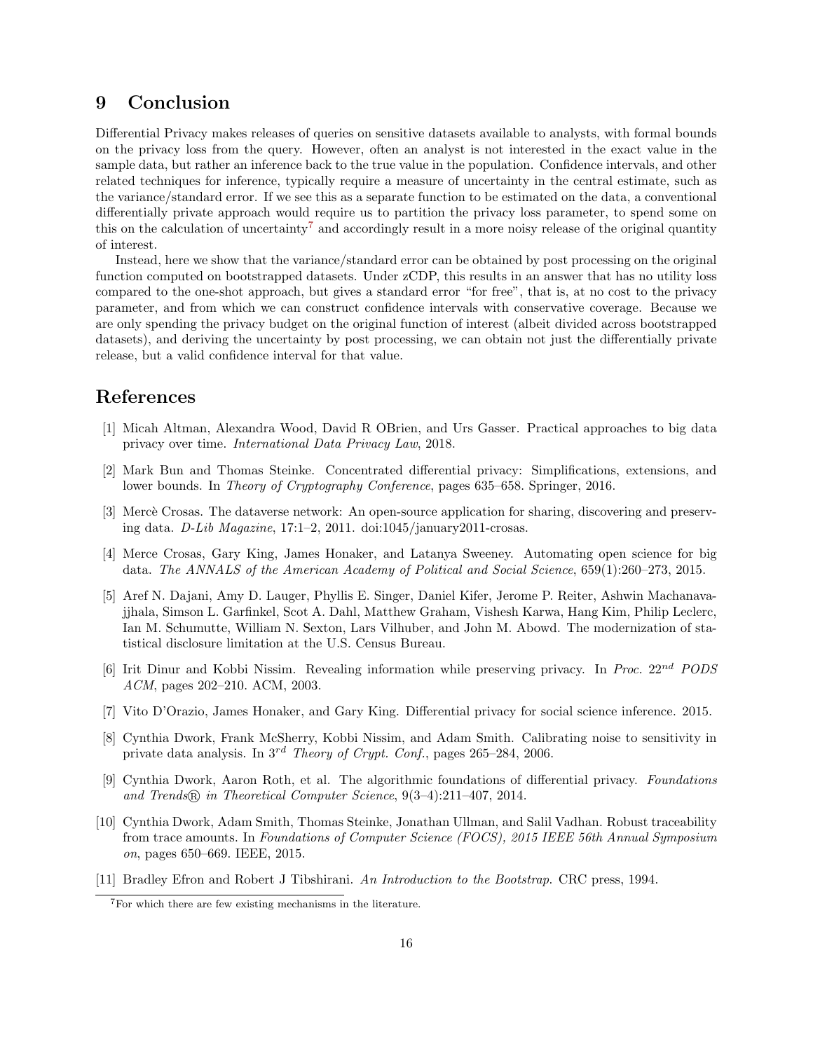## 9 Conclusion

Differential Privacy makes releases of queries on sensitive datasets available to analysts, with formal bounds on the privacy loss from the query. However, often an analyst is not interested in the exact value in the sample data, but rather an inference back to the true value in the population. Confidence intervals, and other related techniques for inference, typically require a measure of uncertainty in the central estimate, such as the variance/standard error. If we see this as a separate function to be estimated on the data, a conventional differentially private approach would require us to partition the privacy loss parameter, to spend some on this on the calculation of uncertainty[7] and accordingly result in a more noisy release of the original quantity of interest.

Instead, here we show that the variance/standard error can be obtained by post processing on the original function computed on bootstrapped datasets. Under zCDP, this results in an answer that has no utility loss compared to the one-shot approach, but gives a standard error "for free", that is, at no cost to the privacy parameter, and from which we can construct confidence intervals with conservative coverage. Because we are only spending the privacy budget on the original function of interest (albeit divided across bootstrapped datasets), and deriving the uncertainty by post processing, we can obtain not just the differentially private release, but a valid confidence interval for that value.

## References

[1] Micah Altman, Alexandra Wood, David R OBrien, and Urs Gasser. Practical approaches to big data privacy over time. *International Data Privacy Law*, 2018.

[2] Mark Bun and Thomas Steinke. Concentrated differential privacy: Simplifications, extensions, and lower bounds. In *Theory of Cryptography Conference*, pages 635–658. Springer, 2016.

[3] Mercè Crosas. The dataverse network: An open-source application for sharing, discovering and preserving data. *D-Lib Magazine*, 17:1–2, 2011. doi:1045/january2011-crosas.

[4] Merce Crosas, Gary King, James Honaker, and Latanya Sweeney. Automating open science for big data. *The ANNALS of the American Academy of Political and Social Science*, 659(1):260–273, 2015.

[5] Aref N. Dajani, Amy D. Lauger, Phyllis E. Singer, Daniel Kifer, Jerome P. Reiter, Ashwin Machanavajjhala, Simson L. Garfinkel, Scot A. Dahl, Matthew Graham, Vishesh Karwa, Hang Kim, Philip Leclerc, Ian M. Schumutte, William N. Sexton, Lars Vilhuber, and John M. Abowd. The modernization of statistical disclosure limitation at the U.S. Census Bureau.

[6] Irit Dinur and Kobbi Nissim. Revealing information while preserving privacy. In *Proc. 22$^{nd}$ PODS ACM*, pages 202–210. ACM, 2003.

[7] Vito D'Orazio, James Honaker, and Gary King. Differential privacy for social science inference. 2015.

[8] Cynthia Dwork, Frank McSherry, Kobbi Nissim, and Adam Smith. Calibrating noise to sensitivity in private data analysis. In 3$^{rd}$ *Theory of Crypt. Conf.*, pages 265–284, 2006.

[9] Cynthia Dwork, Aaron Roth, et al. The algorithmic foundations of differential privacy. *Foundations and Trends® in Theoretical Computer Science*, 9(3–4):211–407, 2014.

[10] Cynthia Dwork, Adam Smith, Thomas Steinke, Jonathan Ullman, and Salil Vadhan. Robust traceability from trace amounts. In *Foundations of Computer Science (FOCS), 2015 IEEE 56th Annual Symposium on*, pages 650–669. IEEE, 2015.

[11] Bradley Efron and Robert J Tibshirani. *An Introduction to the Bootstrap*. CRC press, 1994.

[7] For which there are few existing mechanisms in the literature.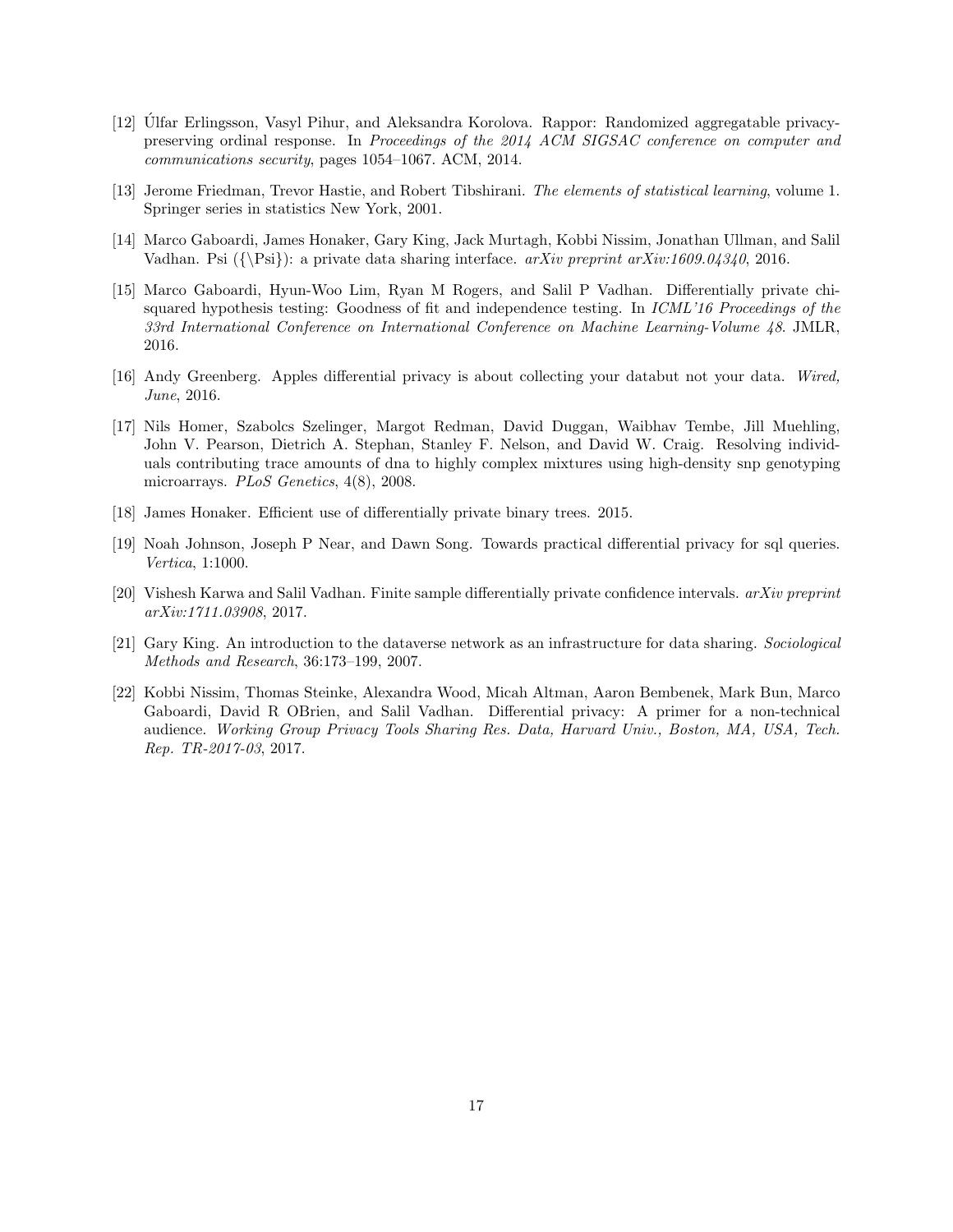[12] Úlfar Erlingsson, Vasyl Pihur, and Aleksandra Korolova. Rappor: Randomized aggregatable privacy-preserving ordinal response. In *Proceedings of the 2014 ACM SIGSAC conference on computer and communications security*, pages 1054–1067. ACM, 2014.

[13] Jerome Friedman, Trevor Hastie, and Robert Tibshirani. *The elements of statistical learning*, volume 1. Springer series in statistics New York, 2001.

[14] Marco Gaboardi, James Honaker, Gary King, Jack Murtagh, Kobbi Nissim, Jonathan Ullman, and Salil Vadhan. Psi ({\Psi}): a private data sharing interface. *arXiv preprint arXiv:1609.04340*, 2016.

[15] Marco Gaboardi, Hyun-Woo Lim, Ryan M Rogers, and Salil P Vadhan. Differentially private chi-squared hypothesis testing: Goodness of fit and independence testing. In *ICML'16 Proceedings of the 33rd International Conference on International Conference on Machine Learning-Volume 48*. JMLR, 2016.

[16] Andy Greenberg. Apples differential privacy is about collecting your databut not your data. *Wired, June*, 2016.

[17] Nils Homer, Szabolcs Szelinger, Margot Redman, David Duggan, Waibhav Tembe, Jill Muehling, John V. Pearson, Dietrich A. Stephan, Stanley F. Nelson, and David W. Craig. Resolving individuals contributing trace amounts of dna to highly complex mixtures using high-density snp genotyping microarrays. *PLoS Genetics*, 4(8), 2008.

[18] James Honaker. Efficient use of differentially private binary trees. 2015.

[19] Noah Johnson, Joseph P Near, and Dawn Song. Towards practical differential privacy for sql queries. *Vertica*, 1:1000.

[20] Vishesh Karwa and Salil Vadhan. Finite sample differentially private confidence intervals. *arXiv preprint arXiv:1711.03908*, 2017.

[21] Gary King. An introduction to the dataverse network as an infrastructure for data sharing. *Sociological Methods and Research*, 36:173–199, 2007.

[22] Kobbi Nissim, Thomas Steinke, Alexandra Wood, Micah Altman, Aaron Bembenek, Mark Bun, Marco Gaboardi, David R OBrien, and Salil Vadhan. Differential privacy: A primer for a non-technical audience. *Working Group Privacy Tools Sharing Res. Data, Harvard Univ., Boston, MA, USA, Tech. Rep. TR-2017-03*, 2017.